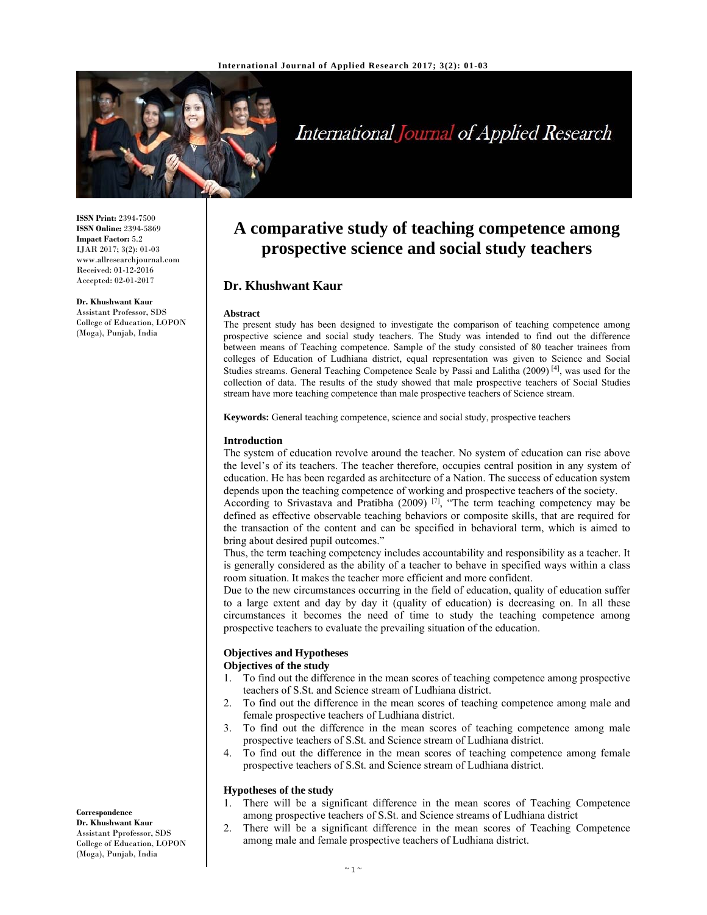ISSN Print: 2394-7500
ISSN Online: 2394-5869
Impact Factor: 5.2
IJAR 2017; 3(2): 01-03
www.allresearchjournal.com
Received: 01-12-2016
Accepted: 02-01-2017

**Dr. Khushwant Kaur**
Assistant Professor, SDS College of Education, LOPON (Moga), Punjab, India

**Correspondence**
**Dr. Khushwant Kaur**
Assistant Pprofessor, SDS College of Education, LOPON (Moga), Punjab, India

# A comparative study of teaching competence among prospective science and social study teachers

## Dr. Khushwant Kaur

### Abstract

The present study has been designed to investigate the comparison of teaching competence among prospective science and social study teachers. The Study was intended to find out the difference between means of Teaching competence. Sample of the study consisted of 80 teacher trainees from colleges of Education of Ludhiana district, equal representation was given to Science and Social Studies streams. General Teaching Competence Scale by Passi and Lalitha (2009) [4], was used for the collection of data. The results of the study showed that male prospective teachers of Social Studies stream have more teaching competence than male prospective teachers of Science stream.

**Keywords:** General teaching competence, science and social study, prospective teachers

### Introduction

The system of education revolve around the teacher. No system of education can rise above the level's of its teachers. The teacher therefore, occupies central position in any system of education. He has been regarded as architecture of a Nation. The success of education system depends upon the teaching competence of working and prospective teachers of the society.

According to Srivastava and Pratibha (2009) [7], "The term teaching competency may be defined as effective observable teaching behaviors or composite skills, that are required for the transaction of the content and can be specified in behavioral term, which is aimed to bring about desired pupil outcomes."

Thus, the term teaching competency includes accountability and responsibility as a teacher. It is generally considered as the ability of a teacher to behave in specified ways within a class room situation. It makes the teacher more efficient and more confident.

Due to the new circumstances occurring in the field of education, quality of education suffer to a large extent and day by day it (quality of education) is decreasing on. In all these circumstances it becomes the need of time to study the teaching competence among prospective teachers to evaluate the prevailing situation of the education.

### Objectives and Hypotheses

#### Objectives of the study

1. To find out the difference in the mean scores of teaching competence among prospective teachers of S.St. and Science stream of Ludhiana district.
2. To find out the difference in the mean scores of teaching competence among male and female prospective teachers of Ludhiana district.
3. To find out the difference in the mean scores of teaching competence among male prospective teachers of S.St. and Science stream of Ludhiana district.
4. To find out the difference in the mean scores of teaching competence among female prospective teachers of S.St. and Science stream of Ludhiana district.

#### Hypotheses of the study

1. There will be a significant difference in the mean scores of Teaching Competence among prospective teachers of S.St. and Science streams of Ludhiana district
2. There will be a significant difference in the mean scores of Teaching Competence among male and female prospective teachers of Ludhiana district.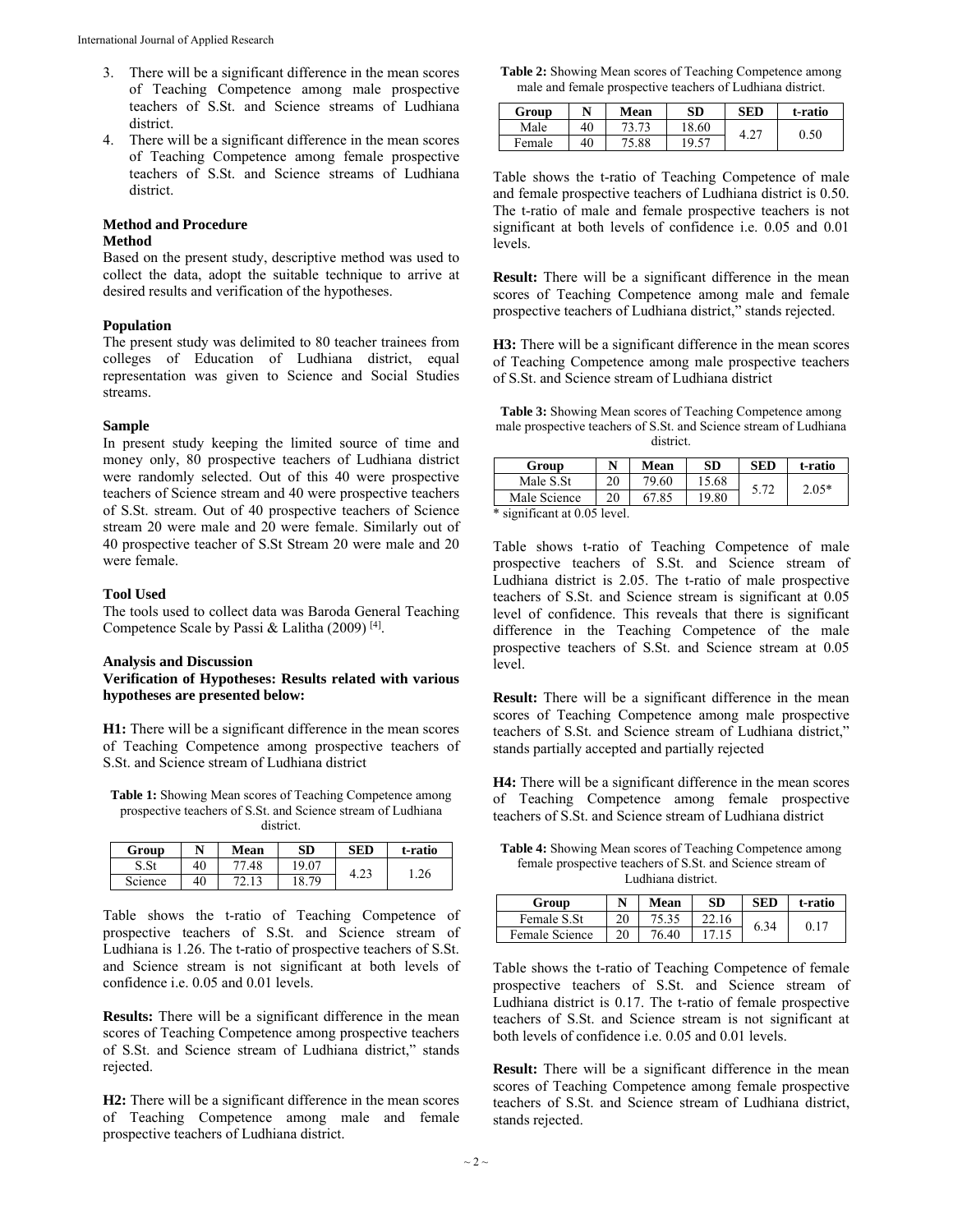3. There will be a significant difference in the mean scores of Teaching Competence among male prospective teachers of S.St. and Science streams of Ludhiana district.
4. There will be a significant difference in the mean scores of Teaching Competence among female prospective teachers of S.St. and Science streams of Ludhiana district.

## Method and Procedure

### Method

Based on the present study, descriptive method was used to collect the data, adopt the suitable technique to arrive at desired results and verification of the hypotheses.

### Population

The present study was delimited to 80 teacher trainees from colleges of Education of Ludhiana district, equal representation was given to Science and Social Studies streams.

### Sample

In present study keeping the limited source of time and money only, 80 prospective teachers of Ludhiana district were randomly selected. Out of this 40 were prospective teachers of Science stream and 40 were prospective teachers of S.St. stream. Out of 40 prospective teachers of Science stream 20 were male and 20 were female. Similarly out of 40 prospective teacher of S.St Stream 20 were male and 20 were female.

### Tool Used

The tools used to collect data was Baroda General Teaching Competence Scale by Passi & Lalitha (2009) [4].

## Analysis and Discussion

**Verification of Hypotheses: Results related with various hypotheses are presented below:**

**H1:** There will be a significant difference in the mean scores of Teaching Competence among prospective teachers of S.St. and Science stream of Ludhiana district

**Table 1:** Showing Mean scores of Teaching Competence among prospective teachers of S.St. and Science stream of Ludhiana district.

| Group | N | Mean | SD | SED | t-ratio |
|---|---|---|---|---|---|
| S.St | 40 | 77.48 | 19.07 | 4.23 | 1.26 |
| Science | 40 | 72.13 | 18.79 | | |

Table shows the t-ratio of Teaching Competence of prospective teachers of S.St. and Science stream of Ludhiana is 1.26. The t-ratio of prospective teachers of S.St. and Science stream is not significant at both levels of confidence i.e. 0.05 and 0.01 levels.

**Results:** There will be a significant difference in the mean scores of Teaching Competence among prospective teachers of S.St. and Science stream of Ludhiana district," stands rejected.

**H2:** There will be a significant difference in the mean scores of Teaching Competence among male and female prospective teachers of Ludhiana district.

**Table 2:** Showing Mean scores of Teaching Competence among male and female prospective teachers of Ludhiana district.

| Group | N | Mean | SD | SED | t-ratio |
|---|---|---|---|---|---|
| Male | 40 | 73.73 | 18.60 | 4.27 | 0.50 |
| Female | 40 | 75.88 | 19.57 | | |

Table shows the t-ratio of Teaching Competence of male and female prospective teachers of Ludhiana district is 0.50. The t-ratio of male and female prospective teachers is not significant at both levels of confidence i.e. 0.05 and 0.01 levels.

**Result:** There will be a significant difference in the mean scores of Teaching Competence among male and female prospective teachers of Ludhiana district," stands rejected.

**H3:** There will be a significant difference in the mean scores of Teaching Competence among male prospective teachers of S.St. and Science stream of Ludhiana district

**Table 3:** Showing Mean scores of Teaching Competence among male prospective teachers of S.St. and Science stream of Ludhiana district.

| Group | N | Mean | SD | SED | t-ratio |
|---|---|---|---|---|---|
| Male S.St | 20 | 79.60 | 15.68 | 5.72 | 2.05* |
| Male Science | 20 | 67.85 | 19.80 | | |

\* significant at 0.05 level.

Table shows t-ratio of Teaching Competence of male prospective teachers of S.St. and Science stream of Ludhiana district is 2.05. The t-ratio of male prospective teachers of S.St. and Science stream is significant at 0.05 level of confidence. This reveals that there is significant difference in the Teaching Competence of the male prospective teachers of S.St. and Science stream at 0.05 level.

**Result:** There will be a significant difference in the mean scores of Teaching Competence among male prospective teachers of S.St. and Science stream of Ludhiana district," stands partially accepted and partially rejected

**H4:** There will be a significant difference in the mean scores of Teaching Competence among female prospective teachers of S.St. and Science stream of Ludhiana district

**Table 4:** Showing Mean scores of Teaching Competence among female prospective teachers of S.St. and Science stream of Ludhiana district.

| Group | N | Mean | SD | SED | t-ratio |
|---|---|---|---|---|---|
| Female S.St | 20 | 75.35 | 22.16 | 6.34 | 0.17 |
| Female Science | 20 | 76.40 | 17.15 | | |

Table shows the t-ratio of Teaching Competence of female prospective teachers of S.St. and Science stream of Ludhiana district is 0.17. The t-ratio of female prospective teachers of S.St. and Science stream is not significant at both levels of confidence i.e. 0.05 and 0.01 levels.

**Result:** There will be a significant difference in the mean scores of Teaching Competence among female prospective teachers of S.St. and Science stream of Ludhiana district, stands rejected.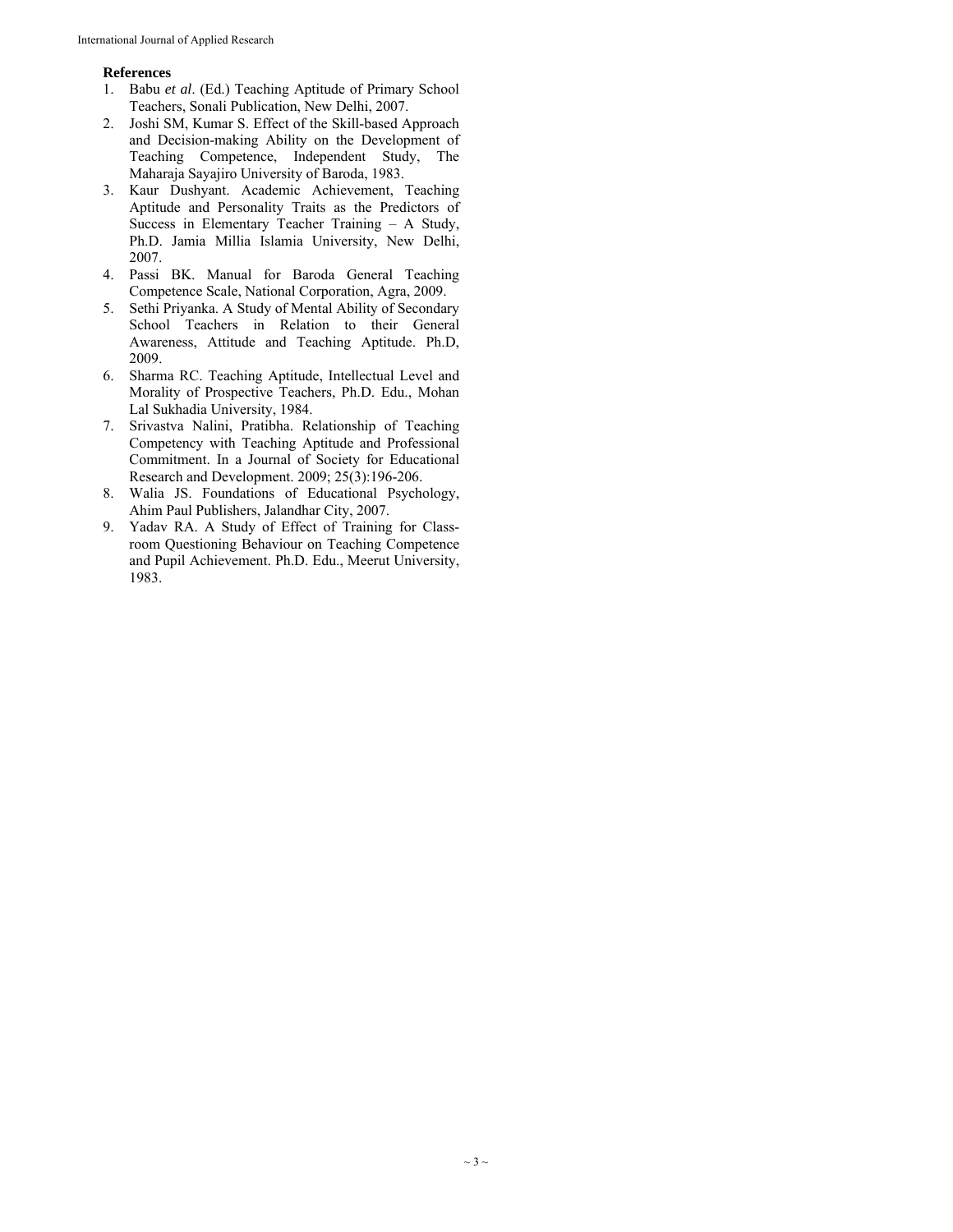## References

1. Babu *et al*. (Ed.) Teaching Aptitude of Primary School Teachers, Sonali Publication, New Delhi, 2007.
2. Joshi SM, Kumar S. Effect of the Skill-based Approach and Decision-making Ability on the Development of Teaching Competence, Independent Study, The Maharaja Sayajiro University of Baroda, 1983.
3. Kaur Dushyant. Academic Achievement, Teaching Aptitude and Personality Traits as the Predictors of Success in Elementary Teacher Training – A Study, Ph.D. Jamia Millia Islamia University, New Delhi, 2007.
4. Passi BK. Manual for Baroda General Teaching Competence Scale, National Corporation, Agra, 2009.
5. Sethi Priyanka. A Study of Mental Ability of Secondary School Teachers in Relation to their General Awareness, Attitude and Teaching Aptitude. Ph.D, 2009.
6. Sharma RC. Teaching Aptitude, Intellectual Level and Morality of Prospective Teachers, Ph.D. Edu., Mohan Lal Sukhadia University, 1984.
7. Srivastva Nalini, Pratibha. Relationship of Teaching Competency with Teaching Aptitude and Professional Commitment. In a Journal of Society for Educational Research and Development. 2009; 25(3):196-206.
8. Walia JS. Foundations of Educational Psychology, Ahim Paul Publishers, Jalandhar City, 2007.
9. Yadav RA. A Study of Effect of Training for Class-room Questioning Behaviour on Teaching Competence and Pupil Achievement. Ph.D. Edu., Meerut University, 1983.